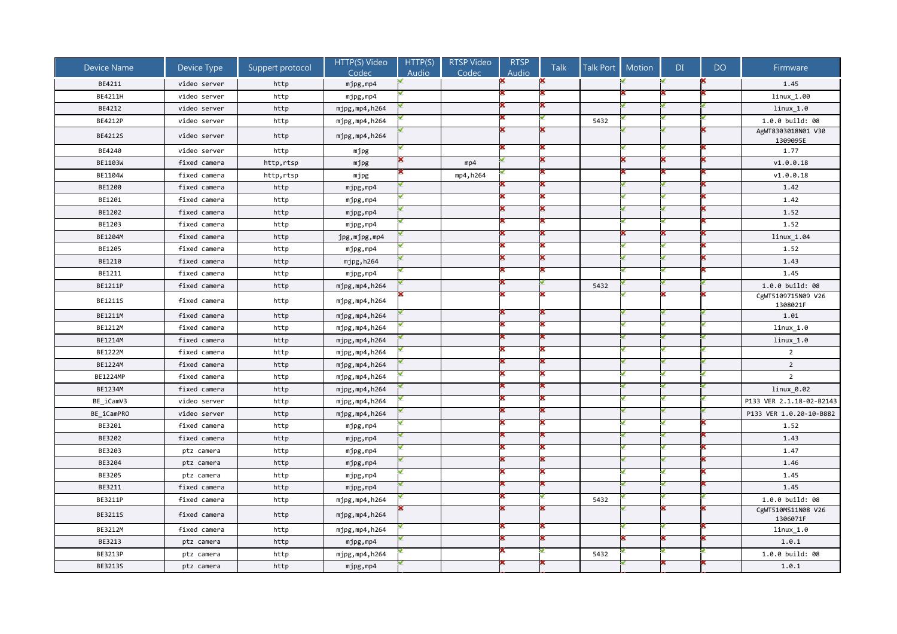| Device Name | Device Type | Support protocol | HTTP(S) Video Codec | HTTP(S) Audio | RTSP Video Codec | RTSP Audio | Talk | Talk Port | Motion | DI | DO | Firmware |
|---|---|---|---|---|---|---|---|---|---|---|---|---|
| BE4211 | video server | http | mjpg,mp4 | ✓ | | ✗ | ✗ | | ✓ | ✓ | ✗ | 1.45 |
| BE4211H | video server | http | mjpg,mp4 | ✓ | | ✗ | ✗ | | ✗ | ✗ | ✗ | linux_1.00 |
| BE4212 | video server | http | mjpg,mp4,h264 | ✓ | | ✗ | ✗ | | ✓ | ✓ | ✓ | linux_1.0 |
| BE4212P | video server | http | mjpg,mp4,h264 | ✓ | | ✗ | ✓ | 5432 | ✓ | ✓ | | 1.0.0 build: 08 |
| BE4212S | video server | http | mjpg,mp4,h264 | ✓ | | ✗ | ✗ | | ✓ | ✓ | ✗ | AgWT8303018N01 V30 1309095E |
| BE4240 | video server | http | mjpg | ✓ | | ✗ | ✗ | | ✓ | ✓ | ✗ | 1.77 |
| BE1103W | fixed camera | http,rtsp | mjpg | ✗ | mp4 | ✓ | ✗ | | ✗ | ✗ | ✗ | v1.0.0.18 |
| BE1104W | fixed camera | http,rtsp | mjpg | ✗ | mp4,h264 | ✓ | ✗ | | ✗ | ✗ | ✗ | v1.0.0.18 |
| BE1200 | fixed camera | http | mjpg,mp4 | ✓ | | ✗ | ✗ | | ✓ | ✓ | ✗ | 1.42 |
| BE1201 | fixed camera | http | mjpg,mp4 | ✓ | | ✗ | ✗ | | ✓ | ✓ | ✗ | 1.42 |
| BE1202 | fixed camera | http | mjpg,mp4 | ✓ | | ✗ | ✗ | | ✓ | ✓ | ✗ | 1.52 |
| BE1203 | fixed camera | http | mjpg,mp4 | ✓ | | ✗ | ✗ | | ✓ | ✓ | ✗ | 1.52 |
| BE1204M | fixed camera | http | jpg,mjpg,mp4 | ✓ | | ✗ | ✗ | | ✗ | ✗ | ✗ | linux_1.04 |
| BE1205 | fixed camera | http | mjpg,mp4 | ✓ | | ✗ | ✗ | | ✓ | ✓ | ✗ | 1.52 |
| BE1210 | fixed camera | http | mjpg,h264 | ✓ | | ✗ | ✗ | | ✓ | ✓ | ✗ | 1.43 |
| BE1211 | fixed camera | http | mjpg,mp4 | ✓ | | ✗ | ✗ | | ✓ | ✓ | ✗ | 1.45 |
| BE1211P | fixed camera | http | mjpg,mp4,h264 | ✓ | | ✗ | ✓ | 5432 | ✓ | ✓ | ✓ | 1.0.0 build: 08 |
| BE1211S | fixed camera | http | mjpg,mp4,h264 | ✗ | | ✗ | ✗ | | ✓ | ✗ | ✗ | CgWT5109715N09 V26 1308021F |
| BE1211M | fixed camera | http | mjpg,mp4,h264 | ✓ | | ✗ | ✗ | | ✓ | ✓ | ✓ | 1.01 |
| BE1212M | fixed camera | http | mjpg,mp4,h264 | ✓ | | ✗ | ✗ | | ✓ | ✓ | ✓ | linux_1.0 |
| BE1214M | fixed camera | http | mjpg,mp4,h264 | ✓ | | ✗ | ✗ | | ✓ | ✓ | ✓ | linux_1.0 |
| BE1222M | fixed camera | http | mjpg,mp4,h264 | ✓ | | ✗ | ✗ | | ✓ | ✓ | ✓ | 2 |
| BE1224M | fixed camera | http | mjpg,mp4,h264 | ✓ | | ✗ | ✗ | | ✓ | ✓ | ✓ | 2 |
| BE1224MP | fixed camera | http | mjpg,mp4,h264 | ✓ | | ✗ | ✗ | | ✓ | ✓ | ✓ | 2 |
| BE1234M | fixed camera | http | mjpg,mp4,h264 | ✓ | | ✗ | ✗ | | ✓ | ✓ | ✓ | linux_0.02 |
| BE_iCamV3 | video server | http | mjpg,mp4,h264 | ✓ | | ✗ | ✗ | | ✓ | ✓ | ✓ | P133 VER 2.1.18-02-B2143 |
| BE_iCamPRO | video server | http | mjpg,mp4,h264 | ✓ | | ✗ | ✗ | | ✓ | ✓ | ✓ | P133 VER 1.0.20-10-B882 |
| BE3201 | fixed camera | http | mjpg,mp4 | ✓ | | ✗ | ✗ | | ✓ | ✓ | ✗ | 1.52 |
| BE3202 | fixed camera | http | mjpg,mp4 | ✓ | | ✗ | ✗ | | ✓ | ✓ | ✗ | 1.43 |
| BE3203 | ptz camera | http | mjpg,mp4 | ✓ | | ✗ | ✗ | | ✓ | ✓ | ✗ | 1.47 |
| BE3204 | ptz camera | http | mjpg,mp4 | ✓ | | ✗ | ✗ | | ✓ | ✓ | ✗ | 1.46 |
| BE3205 | ptz camera | http | mjpg,mp4 | ✓ | | ✗ | ✗ | | ✓ | ✓ | ✗ | 1.45 |
| BE3211 | fixed camera | http | mjpg,mp4 | ✓ | | ✗ | ✗ | | ✓ | ✓ | ✗ | 1.45 |
| BE3211P | fixed camera | http | mjpg,mp4,h264 | ✓ | | ✗ | ✓ | 5432 | ✓ | ✓ | ✓ | 1.0.0 build: 08 |
| BE3211S | fixed camera | http | mjpg,mp4,h264 | ✗ | | ✗ | ✗ | | ✓ | ✗ | ✗ | CgWT510MS11N08 V26 1306071F |
| BE3212M | fixed camera | http | mjpg,mp4,h264 | ✓ | | ✗ | ✗ | | ✓ | ✓ | ✗ | linux_1.0 |
| BE3213 | ptz camera | http | mjpg,mp4 | ✓ | | ✗ | ✗ | | ✗ | ✗ | ✗ | 1.0.1 |
| BE3213P | ptz camera | http | mjpg,mp4,h264 | ✓ | | ✗ | ✓ | 5432 | ✓ | ✓ | | 1.0.0 build: 08 |
| BE3213S | ptz camera | http | mjpg,mp4 | ✓ | | ✗ | ✗ | | ✓ | ✗ | ✗ | 1.0.1 |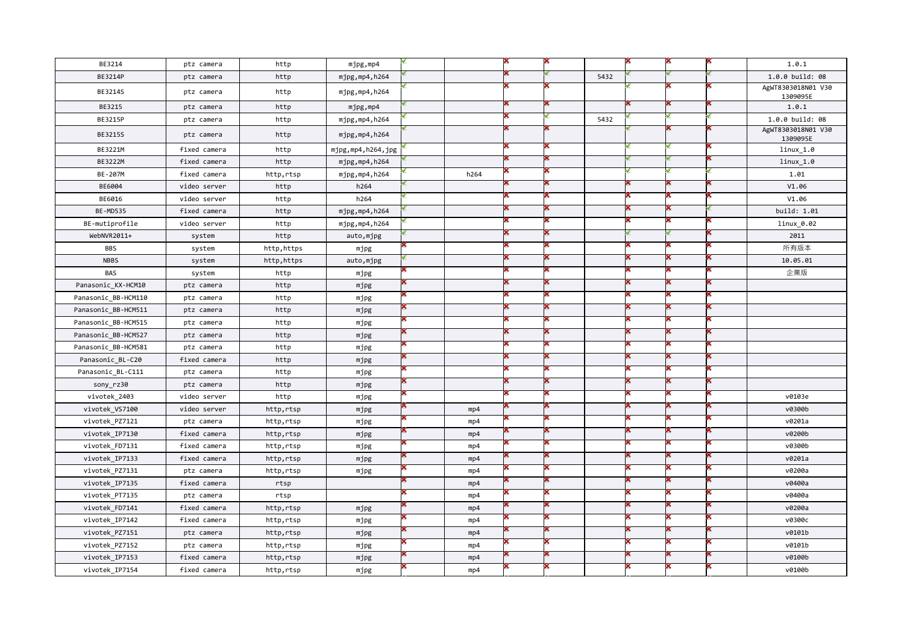| | | | | | | | | | | | | |
|---|---|---|---|---|---|---|---|---|---|---|---|---|
| BE3214 | ptz camera | http | mjpg,mp4 | ✓ | | ✗ | ✗ | | ✗ | ✗ | ✗ | 1.0.1 |
| BE3214P | ptz camera | http | mjpg,mp4,h264 | ✓ | | ✗ | ✓ | 5432 | ✓ | ✓ | ✓ | 1.0.0 build: 08 |
| BE3214S | ptz camera | http | mjpg,mp4,h264 | ✓ | | ✗ | ✗ | | ✓ | ✗ | ✗ | AgWT8303018N01 V30 1309095E |
| BE3215 | ptz camera | http | mjpg,mp4 | ✓ | | ✗ | ✗ | | ✗ | ✗ | ✗ | 1.0.1 |
| BE3215P | ptz camera | http | mjpg,mp4,h264 | ✓ | | ✗ | ✓ | 5432 | ✓ | ✓ | ✓ | 1.0.0 build: 08 |
| BE3215S | ptz camera | http | mjpg,mp4,h264 | ✓ | | ✗ | ✗ | | ✓ | ✗ | ✗ | AgWT8303018N01 V30 1309095E |
| BE3221M | fixed camera | http | mjpg,mp4,h264,jpg | ✓ | | ✗ | ✗ | | ✓ | ✓ | ✗ | linux_1.0 |
| BE3222M | fixed camera | http | mjpg,mp4,h264 | ✓ | | ✗ | ✗ | | ✓ | | ✗ | linux_1.0 |
| BE-207M | fixed camera | http,rtsp | mjpg,mp4,h264 | ✓ | h264 | ✗ | ✗ | | ✓ | ✓ | ✓ | 1.01 |
| BE6004 | video server | http | h264 | ✓ | | ✗ | ✗ | | ✗ | ✗ | ✗ | V1.06 |
| BE6016 | video server | http | h264 | ✓ | | ✗ | ✗ | | ✗ | ✗ | ✗ | V1.06 |
| BE-MD535 | fixed camera | http | mjpg,mp4,h264 | ✓ | | ✗ | ✗ | | ✗ | ✗ | ✓ | build: 1.01 |
| BE-mutiprofile | video server | http | mjpg,mp4,h264 | ✓ | | ✗ | ✗ | | ✗ | ✗ | ✗ | linux_0.02 |
| WebNVR2011+ | system | http | auto,mjpg | ✓ | | ✗ | ✗ | | ✓ | ✓ | ✗ | 2011 |
| BBS | system | http,https | mjpg | ✗ | | ✗ | ✗ | | ✗ | ✗ | ✗ | 所有版本 |
| NBBS | system | http,https | auto,mjpg | ✓ | | ✗ | ✗ | | ✗ | ✗ | ✗ | 10.05.01 |
| BAS | system | http | mjpg | ✗ | | ✗ | ✗ | | ✗ | ✗ | ✗ | 企業版 |
| Panasonic_KX-HCM10 | ptz camera | http | mjpg | ✗ | | ✗ | ✗ | | ✗ | ✗ | ✗ | |
| Panasonic_BB-HCM110 | ptz camera | http | mjpg | ✗ | | ✗ | ✗ | | ✗ | ✗ | ✗ | |
| Panasonic_BB-HCM511 | ptz camera | http | mjpg | ✗ | | ✗ | ✗ | | ✗ | ✗ | ✗ | |
| Panasonic_BB-HCM515 | ptz camera | http | mjpg | ✗ | | ✗ | ✗ | | ✗ | ✗ | ✗ | |
| Panasonic_BB-HCM527 | ptz camera | http | mjpg | ✗ | | ✗ | ✗ | | ✗ | ✗ | ✗ | |
| Panasonic_BB-HCM581 | ptz camera | http | mjpg | ✗ | | ✗ | ✗ | | ✗ | ✗ | ✗ | |
| Panasonic_BL-C20 | fixed camera | http | mjpg | ✗ | | ✗ | ✗ | | ✗ | ✗ | ✗ | |
| Panasonic_BL-C111 | ptz camera | http | mjpg | ✗ | | ✗ | ✗ | | ✗ | ✗ | ✗ | |
| sony_rz30 | ptz camera | http | mjpg | ✗ | | ✗ | ✗ | | ✗ | ✗ | ✗ | |
| vivotek_2403 | video server | http | mjpg | ✗ | | ✗ | ✗ | | ✗ | ✗ | ✗ | v0103e |
| vivotek_VS7100 | video server | http,rtsp | mjpg | ✗ | mp4 | ✗ | ✗ | | ✗ | ✗ | ✗ | v0300b |
| vivotek_PZ7121 | ptz camera | http,rtsp | mjpg | ✗ | mp4 | ✗ | ✗ | | ✗ | ✗ | ✗ | v0201a |
| vivotek_IP7130 | fixed camera | http,rtsp | mjpg | ✗ | mp4 | ✗ | ✗ | | ✗ | ✗ | ✗ | v0200b |
| vivotek_FD7131 | fixed camera | http,rtsp | mjpg | ✗ | mp4 | ✗ | ✗ | | ✗ | ✗ | ✗ | v0300b |
| vivotek_IP7133 | fixed camera | http,rtsp | mjpg | ✗ | mp4 | ✗ | ✗ | | ✗ | ✗ | ✗ | v0201a |
| vivotek_PZ7131 | ptz camera | http,rtsp | mjpg | ✗ | mp4 | ✗ | ✗ | | ✗ | ✗ | ✗ | v0200a |
| vivotek_IP7135 | fixed camera | rtsp | | ✗ | mp4 | ✗ | ✗ | | ✗ | ✗ | ✗ | v0400a |
| vivotek_PT7135 | ptz camera | rtsp | | ✗ | mp4 | ✗ | ✗ | | ✗ | ✗ | ✗ | v0400a |
| vivotek_FD7141 | fixed camera | http,rtsp | mjpg | ✗ | mp4 | ✗ | ✗ | | ✗ | ✗ | ✗ | v0200a |
| vivotek_IP7142 | fixed camera | http,rtsp | mjpg | ✗ | mp4 | ✗ | ✗ | | ✗ | ✗ | ✗ | v0300c |
| vivotek_PZ7151 | ptz camera | http,rtsp | mjpg | ✗ | mp4 | ✗ | ✗ | | ✗ | ✗ | ✗ | v0101b |
| vivotek_PZ7152 | ptz camera | http,rtsp | mjpg | ✗ | mp4 | ✗ | ✗ | | ✗ | ✗ | ✗ | v0101b |
| vivotek_IP7153 | fixed camera | http,rtsp | mjpg | ✗ | mp4 | ✗ | ✗ | | ✗ | ✗ | ✗ | v0100b |
| vivotek_IP7154 | fixed camera | http,rtsp | mjpg | ✗ | mp4 | ✗ | ✗ | | ✗ | ✗ | ✗ | v0100b |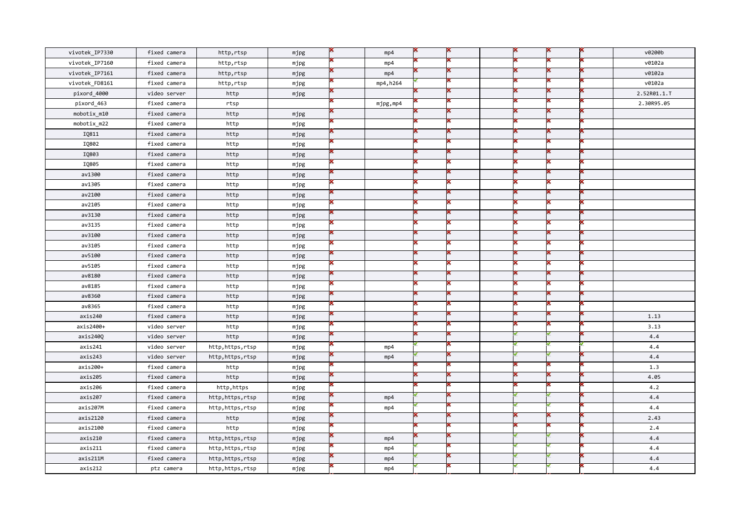| | | | | | | | | | | | | |
|---|---|---|---|---|---|---|---|---|---|---|---|---|
| vivotek_IP7330 | fixed camera | http,rtsp | mjpg | ✗ | mp4 | ✗ | ✗ | | ✗ | ✗ | ✗ | v0200b |
| vivotek_IP7160 | fixed camera | http,rtsp | mjpg | ✗ | mp4 | ✗ | ✗ | | ✗ | ✗ | ✗ | v0102a |
| vivotek_IP7161 | fixed camera | http,rtsp | mjpg | ✗ | mp4 | ✗ | ✗ | | ✗ | ✗ | ✗ | v0102a |
| vivotek_FD8161 | fixed camera | http,rtsp | mjpg | ✗ | mp4,h264 | ✓ | ✗ | | ✗ | ✗ | ✗ | v0102a |
| pixord_4000 | video server | http | mjpg | ✗ | | ✗ | ✗ | | ✗ | ✗ | ✗ | 2.52R01.1.T |
| pixord_463 | fixed camera | rtsp | | ✗ | mjpg,mp4 | ✗ | ✗ | | ✗ | ✗ | ✗ | 2.30R95.05 |
| mobotix_m10 | fixed camera | http | mjpg | ✗ | | ✗ | ✗ | | ✗ | ✗ | ✗ | |
| mobotix_m22 | fixed camera | http | mjpg | ✗ | | ✗ | ✗ | | ✗ | ✗ | ✗ | |
| IQ811 | fixed camera | http | mjpg | ✗ | | ✗ | ✗ | | ✗ | ✗ | ✗ | |
| IQ802 | fixed camera | http | mjpg | ✗ | | ✗ | ✗ | | ✗ | ✗ | ✗ | |
| IQ803 | fixed camera | http | mjpg | ✗ | | ✗ | ✗ | | ✗ | ✗ | ✗ | |
| IQ805 | fixed camera | http | mjpg | ✗ | | ✗ | ✗ | | ✗ | ✗ | ✗ | |
| av1300 | fixed camera | http | mjpg | ✗ | | ✗ | ✗ | | ✗ | ✗ | ✗ | |
| av1305 | fixed camera | http | mjpg | ✗ | | ✗ | ✗ | | ✗ | ✗ | ✗ | |
| av2100 | fixed camera | http | mjpg | ✗ | | ✗ | ✗ | | ✗ | ✗ | ✗ | |
| av2105 | fixed camera | http | mjpg | ✗ | | ✗ | ✗ | | ✗ | ✗ | ✗ | |
| av3130 | fixed camera | http | mjpg | ✗ | | ✗ | ✗ | | ✗ | ✗ | ✗ | |
| av3135 | fixed camera | http | mjpg | ✗ | | ✗ | ✗ | | ✗ | ✗ | ✗ | |
| av3100 | fixed camera | http | mjpg | ✗ | | ✗ | ✗ | | ✗ | ✗ | ✗ | |
| av3105 | fixed camera | http | mjpg | ✗ | | ✗ | ✗ | | ✗ | ✗ | ✗ | |
| av5100 | fixed camera | http | mjpg | ✗ | | ✗ | ✗ | | ✗ | ✗ | ✗ | |
| av5105 | fixed camera | http | mjpg | ✗ | | ✗ | ✗ | | ✗ | ✗ | ✗ | |
| av8180 | fixed camera | http | mjpg | ✗ | | ✗ | ✗ | | ✗ | ✗ | ✗ | |
| av8185 | fixed camera | http | mjpg | ✗ | | ✗ | ✗ | | ✗ | ✗ | ✗ | |
| av8360 | fixed camera | http | mjpg | ✗ | | ✗ | ✗ | | ✗ | ✗ | ✗ | |
| av8365 | fixed camera | http | mjpg | ✗ | | ✗ | ✗ | | ✗ | ✗ | ✗ | |
| axis240 | fixed camera | http | mjpg | ✗ | | ✗ | ✗ | | ✗ | ✗ | ✗ | 1.13 |
| axis2400+ | video server | http | mjpg | ✗ | | ✗ | ✗ | | ✗ | ✗ | ✗ | 3.13 |
| axis240Q | video server | http | mjpg | ✗ | | ✗ | ✗ | | ✓ | ✓ | ✗ | 4.4 |
| axis241 | video server | http,https,rtsp | mjpg | ✗ | mp4 | ✓ | ✗ | | ✓ | ✓ | ✓ | 4.4 |
| axis243 | video server | http,https,rtsp | mjpg | ✗ | mp4 | ✓ | ✗ | | ✓ | ✓ | ✗ | 4.4 |
| axis200+ | fixed camera | http | mjpg | ✗ | | ✗ | ✗ | | ✗ | ✗ | ✗ | 1.3 |
| axis205 | fixed camera | http | mjpg | ✗ | | ✗ | ✗ | | ✗ | ✗ | ✗ | 4.05 |
| axis206 | fixed camera | http,https | mjpg | ✗ | | ✗ | ✗ | | ✗ | ✗ | ✗ | 4.2 |
| axis207 | fixed camera | http,https,rtsp | mjpg | ✗ | mp4 | ✓ | ✗ | | ✓ | ✓ | ✗ | 4.4 |
| axis207M | fixed camera | http,https,rtsp | mjpg | ✗ | mp4 | ✓ | ✗ | | ✓ | ✓ | ✗ | 4.4 |
| axis2120 | fixed camera | http | mjpg | ✗ | | ✗ | ✗ | | ✗ | ✗ | ✗ | 2.43 |
| axis2100 | fixed camera | http | mjpg | ✗ | | ✗ | ✗ | | ✗ | ✗ | ✗ | 2.4 |
| axis210 | fixed camera | http,https,rtsp | mjpg | ✗ | mp4 | ✗ | ✗ | | ✓ | ✓ | ✗ | 4.4 |
| axis211 | fixed camera | http,https,rtsp | mjpg | ✗ | mp4 | ✓ | ✗ | | ✓ | ✓ | ✗ | 4.4 |
| axis211M | fixed camera | http,https,rtsp | mjpg | ✗ | mp4 | ✓ | ✗ | | ✓ | ✓ | ✗ | 4.4 |
| axis212 | ptz camera | http,https,rtsp | mjpg | ✗ | mp4 | ✓ | ✗ | | ✓ | ✓ | ✗ | 4.4 |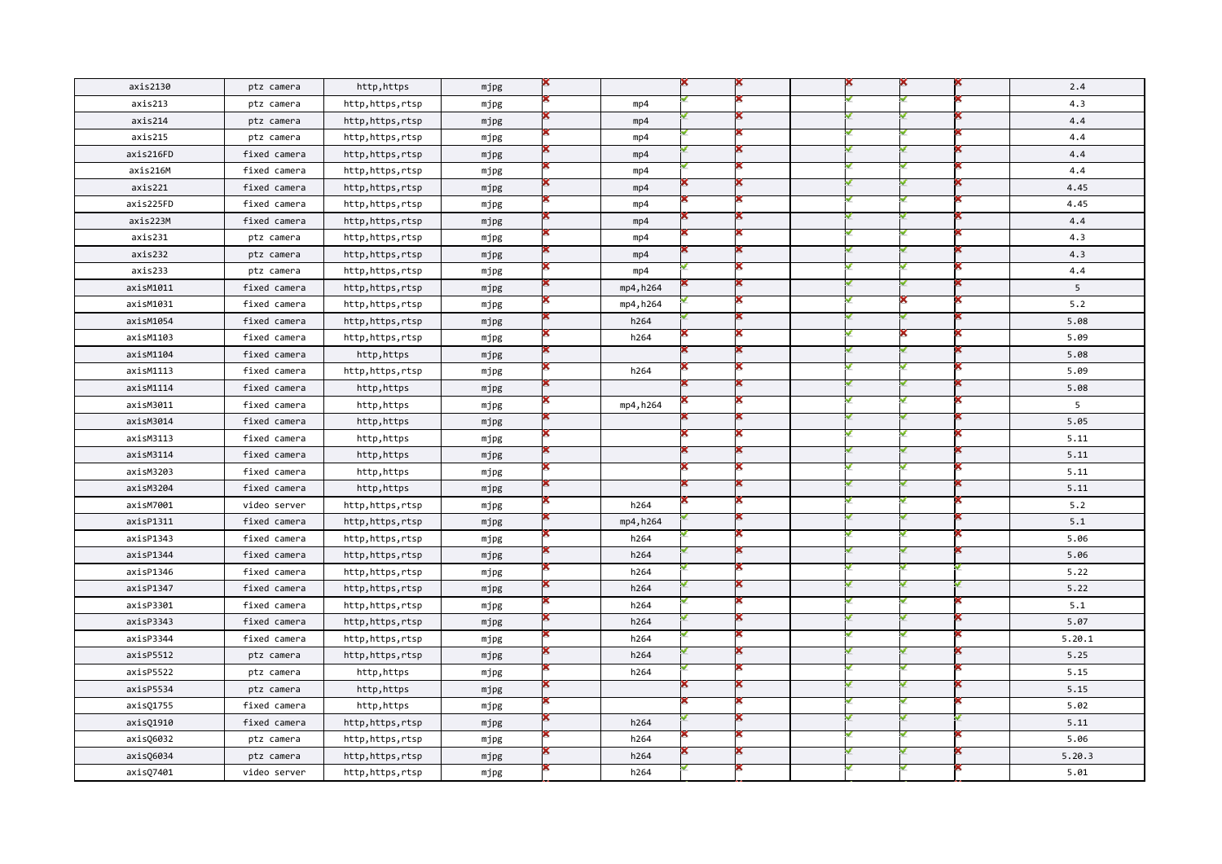| | | | | | | | | | | | | |
|---|---|---|---|---|---|---|---|---|---|---|---|---|
| axis2130 | ptz camera | http,https | mjpg | ✗ | | ✗ | ✗ | | ✗ | ✗ | ✗ | 2.4 |
| axis213 | ptz camera | http,https,rtsp | mjpg | ✗ | mp4 | ✓ | ✗ | | ✓ | ✓ | ✗ | 4.3 |
| axis214 | ptz camera | http,https,rtsp | mjpg | ✗ | mp4 | ✓ | ✗ | | ✓ | ✓ | ✗ | 4.4 |
| axis215 | ptz camera | http,https,rtsp | mjpg | ✗ | mp4 | ✓ | ✗ | | ✓ | ✓ | ✗ | 4.4 |
| axis216FD | fixed camera | http,https,rtsp | mjpg | ✗ | mp4 | ✓ | ✗ | | ✓ | ✓ | ✗ | 4.4 |
| axis216M | fixed camera | http,https,rtsp | mjpg | ✗ | mp4 | ✓ | ✗ | | ✓ | ✓ | ✗ | 4.4 |
| axis221 | fixed camera | http,https,rtsp | mjpg | ✗ | mp4 | ✗ | ✗ | | ✓ | ✓ | ✗ | 4.45 |
| axis225FD | fixed camera | http,https,rtsp | mjpg | ✗ | mp4 | ✗ | ✗ | | ✓ | ✓ | ✗ | 4.45 |
| axis223M | fixed camera | http,https,rtsp | mjpg | ✗ | mp4 | ✗ | ✗ | | ✓ | ✓ | ✗ | 4.4 |
| axis231 | ptz camera | http,https,rtsp | mjpg | ✗ | mp4 | ✗ | ✗ | | ✓ | ✓ | ✗ | 4.3 |
| axis232 | ptz camera | http,https,rtsp | mjpg | ✗ | mp4 | ✗ | ✗ | | ✓ | ✓ | ✗ | 4.3 |
| axis233 | ptz camera | http,https,rtsp | mjpg | ✗ | mp4 | ✓ | ✗ | | ✓ | ✓ | ✗ | 4.4 |
| axisM1011 | fixed camera | http,https,rtsp | mjpg | ✗ | mp4,h264 | ✗ | ✗ | | ✓ | ✓ | ✗ | 5 |
| axisM1031 | fixed camera | http,https,rtsp | mjpg | ✗ | mp4,h264 | ✓ | ✗ | | ✓ | ✗ | ✗ | 5.2 |
| axisM1054 | fixed camera | http,https,rtsp | mjpg | ✗ | h264 | ✓ | ✗ | | ✓ | ✓ | ✗ | 5.08 |
| axisM1103 | fixed camera | http,https,rtsp | mjpg | ✗ | h264 | ✗ | ✗ | | ✓ | ✗ | ✗ | 5.09 |
| axisM1104 | fixed camera | http,https | mjpg | ✗ | | ✗ | ✗ | | ✓ | ✓ | ✗ | 5.08 |
| axisM1113 | fixed camera | http,https,rtsp | mjpg | ✗ | h264 | ✗ | ✗ | | ✓ | ✓ | ✗ | 5.09 |
| axisM1114 | fixed camera | http,https | mjpg | ✗ | | ✗ | ✗ | | ✓ | ✓ | ✗ | 5.08 |
| axisM3011 | fixed camera | http,https | mjpg | ✗ | mp4,h264 | ✗ | ✗ | | ✓ | ✓ | ✗ | 5 |
| axisM3014 | fixed camera | http,https | mjpg | ✗ | | ✗ | ✗ | | ✓ | ✓ | ✗ | 5.05 |
| axisM3113 | fixed camera | http,https | mjpg | ✗ | | ✗ | ✗ | | ✓ | ✓ | ✗ | 5.11 |
| axisM3114 | fixed camera | http,https | mjpg | ✗ | | ✗ | ✗ | | ✓ | ✓ | ✗ | 5.11 |
| axisM3203 | fixed camera | http,https | mjpg | ✗ | | ✗ | ✗ | | ✓ | ✓ | ✗ | 5.11 |
| axisM3204 | fixed camera | http,https | mjpg | ✗ | | ✗ | ✗ | | ✓ | ✓ | ✗ | 5.11 |
| axisM7001 | video server | http,https,rtsp | mjpg | ✗ | h264 | ✗ | ✗ | | ✓ | ✓ | ✗ | 5.2 |
| axisP1311 | fixed camera | http,https,rtsp | mjpg | ✗ | mp4,h264 | ✓ | ✗ | | ✓ | ✓ | ✗ | 5.1 |
| axisP1343 | fixed camera | http,https,rtsp | mjpg | ✗ | h264 | ✓ | ✗ | | ✓ | ✓ | ✗ | 5.06 |
| axisP1344 | fixed camera | http,https,rtsp | mjpg | ✗ | h264 | ✓ | ✗ | | ✓ | ✓ | ✗ | 5.06 |
| axisP1346 | fixed camera | http,https,rtsp | mjpg | ✗ | h264 | ✓ | ✗ | | ✓ | ✓ | ✓ | 5.22 |
| axisP1347 | fixed camera | http,https,rtsp | mjpg | ✗ | h264 | ✓ | ✗ | | ✓ | ✓ | ✓ | 5.22 |
| axisP3301 | fixed camera | http,https,rtsp | mjpg | ✗ | h264 | ✓ | ✗ | | ✓ | ✓ | ✗ | 5.1 |
| axisP3343 | fixed camera | http,https,rtsp | mjpg | ✗ | h264 | ✓ | ✗ | | ✓ | ✓ | ✗ | 5.07 |
| axisP3344 | fixed camera | http,https,rtsp | mjpg | ✗ | h264 | ✓ | ✗ | | ✓ | ✓ | ✗ | 5.20.1 |
| axisP5512 | ptz camera | http,https,rtsp | mjpg | ✗ | h264 | ✓ | ✗ | | ✓ | ✓ | ✗ | 5.25 |
| axisP5522 | ptz camera | http,https | mjpg | ✗ | h264 | ✓ | ✗ | | ✓ | ✓ | ✗ | 5.15 |
| axisP5534 | ptz camera | http,https | mjpg | ✗ | | ✗ | ✗ | | ✓ | ✓ | ✗ | 5.15 |
| axisQ1755 | fixed camera | http,https | mjpg | ✗ | | ✗ | ✗ | | ✓ | ✓ | ✗ | 5.02 |
| axisQ1910 | fixed camera | http,https,rtsp | mjpg | ✗ | h264 | ✓ | ✗ | | ✓ | ✓ | ✓ | 5.11 |
| axisQ6032 | ptz camera | http,https,rtsp | mjpg | ✗ | h264 | ✗ | ✗ | | ✓ | ✓ | ✗ | 5.06 |
| axisQ6034 | ptz camera | http,https,rtsp | mjpg | ✗ | h264 | ✗ | ✗ | | ✓ | ✓ | ✗ | 5.20.3 |
| axisQ7401 | video server | http,https,rtsp | mjpg | ✗ | h264 | ✓ | ✗ | | ✓ | ✓ | ✗ | 5.01 |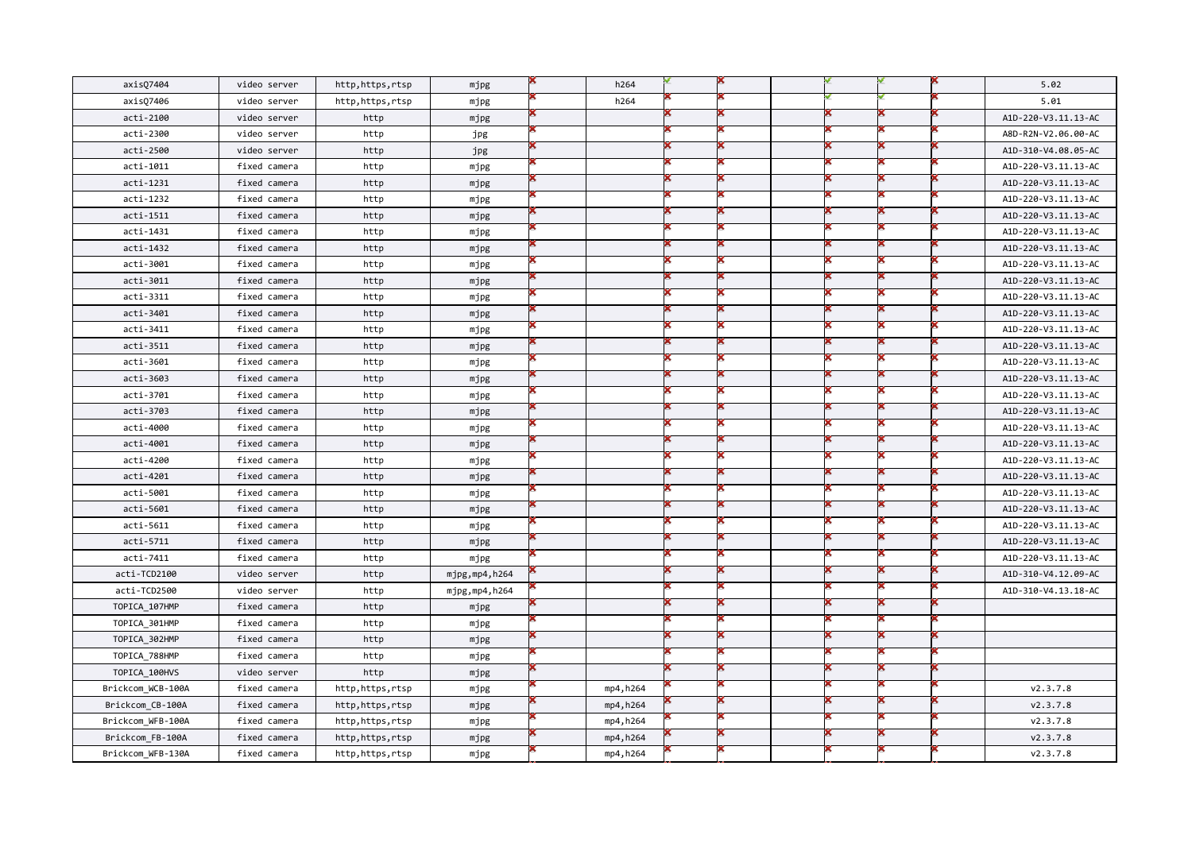| | | | | | | | | | | | | |
|---|---|---|---|---|---|---|---|---|---|---|---|---|
| axisQ7404 | video server | http,https,rtsp | mjpg | ✗ | h264 | ✓ | ✗ | | ✓ | ✓ | ✗ | 5.02 |
| axisQ7406 | video server | http,https,rtsp | mjpg | ✗ | h264 | ✗ | ✗ | | ✓ | ✓ | ✗ | 5.01 |
| acti-2100 | video server | http | mjpg | ✗ | | ✗ | ✗ | | ✗ | ✗ | ✗ | A1D-220-V3.11.13-AC |
| acti-2300 | video server | http | jpg | ✗ | | ✗ | ✗ | | ✗ | ✗ | ✗ | A8D-R2N-V2.06.00-AC |
| acti-2500 | video server | http | jpg | ✗ | | ✗ | ✗ | | ✗ | ✗ | ✗ | A1D-310-V4.08.05-AC |
| acti-1011 | fixed camera | http | mjpg | ✗ | | ✗ | ✗ | | ✗ | ✗ | ✗ | A1D-220-V3.11.13-AC |
| acti-1231 | fixed camera | http | mjpg | ✗ | | ✗ | ✗ | | ✗ | ✗ | ✗ | A1D-220-V3.11.13-AC |
| acti-1232 | fixed camera | http | mjpg | ✗ | | ✗ | ✗ | | ✗ | ✗ | ✗ | A1D-220-V3.11.13-AC |
| acti-1511 | fixed camera | http | mjpg | ✗ | | ✗ | ✗ | | ✗ | ✗ | ✗ | A1D-220-V3.11.13-AC |
| acti-1431 | fixed camera | http | mjpg | ✗ | | ✗ | ✗ | | ✗ | ✗ | ✗ | A1D-220-V3.11.13-AC |
| acti-1432 | fixed camera | http | mjpg | ✗ | | ✗ | ✗ | | ✗ | ✗ | ✗ | A1D-220-V3.11.13-AC |
| acti-3001 | fixed camera | http | mjpg | ✗ | | ✗ | ✗ | | ✗ | ✗ | ✗ | A1D-220-V3.11.13-AC |
| acti-3011 | fixed camera | http | mjpg | ✗ | | ✗ | ✗ | | ✗ | ✗ | ✗ | A1D-220-V3.11.13-AC |
| acti-3311 | fixed camera | http | mjpg | ✗ | | ✗ | ✗ | | ✗ | ✗ | ✗ | A1D-220-V3.11.13-AC |
| acti-3401 | fixed camera | http | mjpg | ✗ | | ✗ | ✗ | | ✗ | ✗ | ✗ | A1D-220-V3.11.13-AC |
| acti-3411 | fixed camera | http | mjpg | ✗ | | ✗ | ✗ | | ✗ | ✗ | ✗ | A1D-220-V3.11.13-AC |
| acti-3511 | fixed camera | http | mjpg | ✗ | | ✗ | ✗ | | ✗ | ✗ | ✗ | A1D-220-V3.11.13-AC |
| acti-3601 | fixed camera | http | mjpg | ✗ | | ✗ | ✗ | | ✗ | ✗ | ✗ | A1D-220-V3.11.13-AC |
| acti-3603 | fixed camera | http | mjpg | ✗ | | ✗ | ✗ | | ✗ | ✗ | ✗ | A1D-220-V3.11.13-AC |
| acti-3701 | fixed camera | http | mjpg | ✗ | | ✗ | ✗ | | ✗ | ✗ | ✗ | A1D-220-V3.11.13-AC |
| acti-3703 | fixed camera | http | mjpg | ✗ | | ✗ | ✗ | | ✗ | ✗ | ✗ | A1D-220-V3.11.13-AC |
| acti-4000 | fixed camera | http | mjpg | ✗ | | ✗ | ✗ | | ✗ | ✗ | ✗ | A1D-220-V3.11.13-AC |
| acti-4001 | fixed camera | http | mjpg | ✗ | | ✗ | ✗ | | ✗ | ✗ | ✗ | A1D-220-V3.11.13-AC |
| acti-4200 | fixed camera | http | mjpg | ✗ | | ✗ | ✗ | | ✗ | ✗ | ✗ | A1D-220-V3.11.13-AC |
| acti-4201 | fixed camera | http | mjpg | ✗ | | ✗ | ✗ | | ✗ | ✗ | ✗ | A1D-220-V3.11.13-AC |
| acti-5001 | fixed camera | http | mjpg | ✗ | | ✗ | ✗ | | ✗ | ✗ | ✗ | A1D-220-V3.11.13-AC |
| acti-5601 | fixed camera | http | mjpg | ✗ | | ✗ | ✗ | | ✗ | ✗ | ✗ | A1D-220-V3.11.13-AC |
| acti-5611 | fixed camera | http | mjpg | ✗ | | ✗ | ✗ | | ✗ | ✗ | ✗ | A1D-220-V3.11.13-AC |
| acti-5711 | fixed camera | http | mjpg | ✗ | | ✗ | ✗ | | ✗ | ✗ | ✗ | A1D-220-V3.11.13-AC |
| acti-7411 | fixed camera | http | mjpg | ✗ | | ✗ | ✗ | | ✗ | ✗ | ✗ | A1D-220-V3.11.13-AC |
| acti-TCD2100 | video server | http | mjpg,mp4,h264 | ✗ | | ✗ | ✗ | | ✗ | ✗ | ✗ | A1D-310-V4.12.09-AC |
| acti-TCD2500 | video server | http | mjpg,mp4,h264 | ✗ | | ✗ | ✗ | | ✗ | ✗ | ✗ | A1D-310-V4.13.18-AC |
| TOPICA_107HMP | fixed camera | http | mjpg | ✗ | | ✗ | ✗ | | ✗ | ✗ | ✗ | |
| TOPICA_301HMP | fixed camera | http | mjpg | ✗ | | ✗ | ✗ | | ✗ | ✗ | ✗ | |
| TOPICA_302HMP | fixed camera | http | mjpg | ✗ | | ✗ | ✗ | | ✗ | ✗ | ✗ | |
| TOPICA_788HMP | fixed camera | http | mjpg | ✗ | | ✗ | ✗ | | ✗ | ✗ | ✗ | |
| TOPICA_100HVS | video server | http | mjpg | ✗ | | ✗ | ✗ | | ✗ | ✗ | ✗ | |
| Brickcom_WCB-100A | fixed camera | http,https,rtsp | mjpg | ✗ | mp4,h264 | ✗ | ✗ | | ✗ | ✗ | ✗ | v2.3.7.8 |
| Brickcom_CB-100A | fixed camera | http,https,rtsp | mjpg | ✗ | mp4,h264 | ✗ | ✗ | | ✗ | ✗ | ✗ | v2.3.7.8 |
| Brickcom_WFB-100A | fixed camera | http,https,rtsp | mjpg | ✗ | mp4,h264 | ✗ | ✗ | | ✗ | ✗ | ✗ | v2.3.7.8 |
| Brickcom_FB-100A | fixed camera | http,https,rtsp | mjpg | ✗ | mp4,h264 | ✗ | ✗ | | ✗ | ✗ | ✗ | v2.3.7.8 |
| Brickcom_WFB-130A | fixed camera | http,https,rtsp | mjpg | ✗ | mp4,h264 | ✗ | ✗ | | ✗ | ✗ | ✗ | v2.3.7.8 |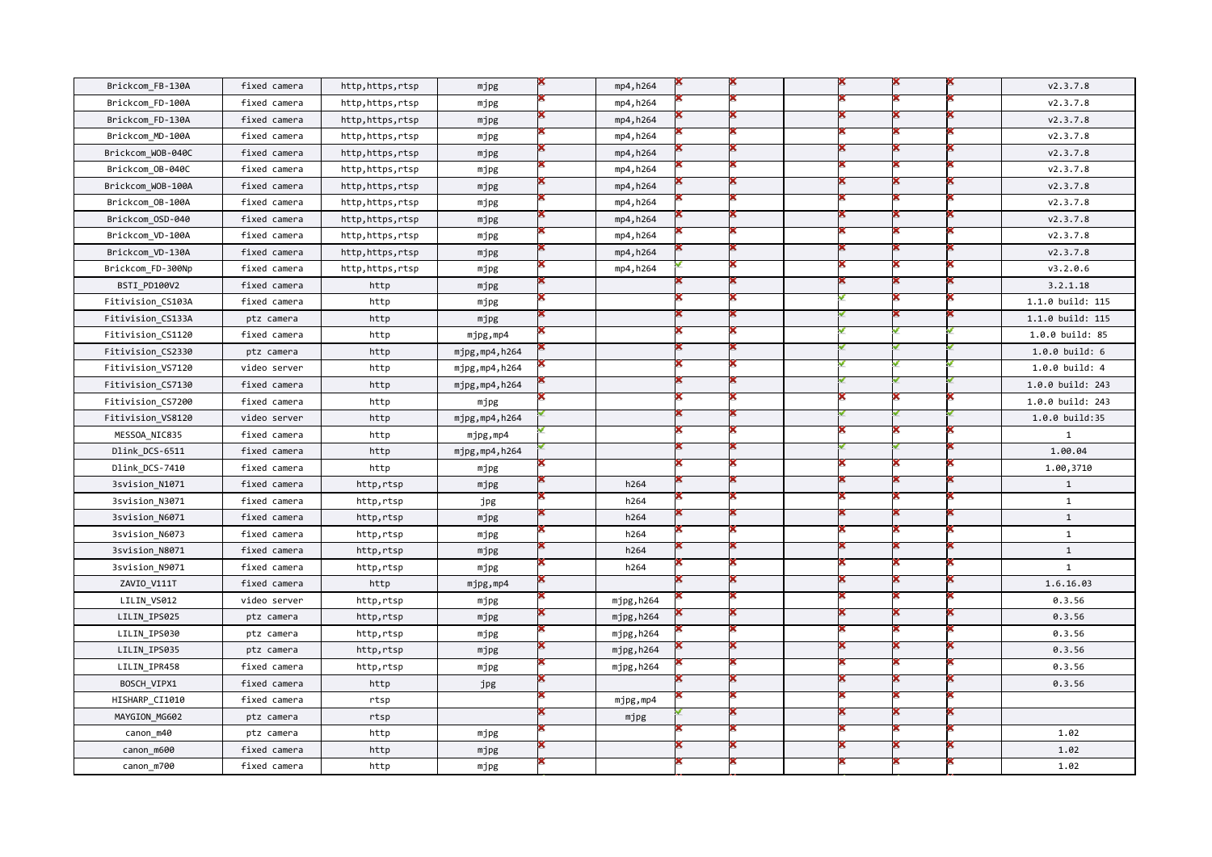| | | | | | | | | | | | | |
|---|---|---|---|---|---|---|---|---|---|---|---|---|
| Brickcom_FB-130A | fixed camera | http,https,rtsp | mjpg | ✗ | mp4,h264 | ✗ | ✗ | | ✗ | ✗ | ✗ | v2.3.7.8 |
| Brickcom_FD-100A | fixed camera | http,https,rtsp | mjpg | ✗ | mp4,h264 | ✗ | ✗ | | ✗ | ✗ | ✗ | v2.3.7.8 |
| Brickcom_FD-130A | fixed camera | http,https,rtsp | mjpg | ✗ | mp4,h264 | ✗ | ✗ | | ✗ | ✗ | ✗ | v2.3.7.8 |
| Brickcom_MD-100A | fixed camera | http,https,rtsp | mjpg | ✗ | mp4,h264 | ✗ | ✗ | | ✗ | ✗ | ✗ | v2.3.7.8 |
| Brickcom_WOB-040C | fixed camera | http,https,rtsp | mjpg | ✗ | mp4,h264 | ✗ | ✗ | | ✗ | ✗ | ✗ | v2.3.7.8 |
| Brickcom_OB-040C | fixed camera | http,https,rtsp | mjpg | ✗ | mp4,h264 | ✗ | ✗ | | ✗ | ✗ | ✗ | v2.3.7.8 |
| Brickcom_WOB-100A | fixed camera | http,https,rtsp | mjpg | ✗ | mp4,h264 | ✗ | ✗ | | ✗ | ✗ | ✗ | v2.3.7.8 |
| Brickcom_OB-100A | fixed camera | http,https,rtsp | mjpg | ✗ | mp4,h264 | ✗ | ✗ | | ✗ | ✗ | ✗ | v2.3.7.8 |
| Brickcom_OSD-040 | fixed camera | http,https,rtsp | mjpg | ✗ | mp4,h264 | ✗ | ✗ | | ✗ | ✗ | ✗ | v2.3.7.8 |
| Brickcom_VD-100A | fixed camera | http,https,rtsp | mjpg | ✗ | mp4,h264 | ✗ | ✗ | | ✗ | ✗ | ✗ | v2.3.7.8 |
| Brickcom_VD-130A | fixed camera | http,https,rtsp | mjpg | ✗ | mp4,h264 | ✗ | ✗ | | ✗ | ✗ | ✗ | v2.3.7.8 |
| Brickcom_FD-300Np | fixed camera | http,https,rtsp | mjpg | ✗ | mp4,h264 | ✓ | ✗ | | ✗ | ✗ | ✗ | v3.2.0.6 |
| BSTI_PD100V2 | fixed camera | http | mjpg | ✗ | | ✗ | ✗ | | ✗ | ✗ | ✗ | 3.2.1.18 |
| Fitivision_CS103A | fixed camera | http | mjpg | ✗ | | ✗ | ✗ | | ✓ | ✗ | ✗ | 1.1.0 build: 115 |
| Fitivision_CS133A | ptz camera | http | mjpg | ✗ | | ✗ | ✗ | | ✓ | ✗ | ✗ | 1.1.0 build: 115 |
| Fitivision_CS1120 | fixed camera | http | mjpg,mp4 | ✗ | | ✗ | ✗ | | ✓ | ✓ | ✓ | 1.0.0 build: 85 |
| Fitivision_CS2330 | ptz camera | http | mjpg,mp4,h264 | ✗ | | ✗ | ✗ | | ✓ | ✓ | ✓ | 1.0.0 build: 6 |
| Fitivision_VS7120 | video server | http | mjpg,mp4,h264 | ✗ | | ✗ | ✗ | | ✓ | ✓ | ✓ | 1.0.0 build: 4 |
| Fitivision_CS7130 | fixed camera | http | mjpg,mp4,h264 | ✗ | | ✗ | ✗ | | ✓ | ✓ | ✓ | 1.0.0 build: 243 |
| Fitivision_CS7200 | fixed camera | http | mjpg | ✗ | | ✗ | ✗ | | ✗ | ✗ | ✗ | 1.0.0 build: 243 |
| Fitivision_VS8120 | video server | http | mjpg,mp4,h264 | ✓ | | ✗ | ✗ | | ✓ | ✓ | ✓ | 1.0.0 build:35 |
| MESSOA_NIC835 | fixed camera | http | mjpg,mp4 | ✓ | | ✗ | ✗ | | ✗ | ✗ | ✗ | 1 |
| Dlink_DCS-6511 | fixed camera | http | mjpg,mp4,h264 | ✓ | | ✗ | ✗ | | ✓ | ✓ | ✗ | 1.00.04 |
| Dlink_DCS-7410 | fixed camera | http | mjpg | ✗ | | ✗ | ✗ | | ✗ | ✗ | ✗ | 1.00,3710 |
| 3svision_N1071 | fixed camera | http,rtsp | mjpg | ✗ | h264 | ✗ | ✗ | | ✗ | ✗ | ✗ | 1 |
| 3svision_N3071 | fixed camera | http,rtsp | jpg | ✗ | h264 | ✗ | ✗ | | ✗ | ✗ | ✗ | 1 |
| 3svision_N6071 | fixed camera | http,rtsp | mjpg | ✗ | h264 | ✗ | ✗ | | ✗ | ✗ | ✗ | 1 |
| 3svision_N6073 | fixed camera | http,rtsp | mjpg | ✗ | h264 | ✗ | ✗ | | ✗ | ✗ | ✗ | 1 |
| 3svision_N8071 | fixed camera | http,rtsp | mjpg | ✗ | h264 | ✗ | ✗ | | ✗ | ✗ | ✗ | 1 |
| 3svision_N9071 | fixed camera | http,rtsp | mjpg | ✗ | h264 | ✗ | ✗ | | ✗ | ✗ | ✗ | 1 |
| ZAVIO_V111T | fixed camera | http | mjpg,mp4 | ✗ | | ✗ | ✗ | | ✗ | ✗ | ✗ | 1.6.16.03 |
| LILIN_VS012 | video server | http,rtsp | mjpg | ✗ | mjpg,h264 | ✗ | ✗ | | ✗ | ✗ | ✗ | 0.3.56 |
| LILIN_IPS025 | ptz camera | http,rtsp | mjpg | ✗ | mjpg,h264 | ✗ | ✗ | | ✗ | ✗ | ✗ | 0.3.56 |
| LILIN_IPS030 | ptz camera | http,rtsp | mjpg | ✗ | mjpg,h264 | ✗ | ✗ | | ✗ | ✗ | ✗ | 0.3.56 |
| LILIN_IPS035 | ptz camera | http,rtsp | mjpg | ✗ | mjpg,h264 | ✗ | ✗ | | ✗ | ✗ | ✗ | 0.3.56 |
| LILIN_IPR458 | fixed camera | http,rtsp | mjpg | ✗ | mjpg,h264 | ✗ | ✗ | | ✗ | ✗ | ✗ | 0.3.56 |
| BOSCH_VIPX1 | fixed camera | http | jpg | ✗ | | ✗ | ✗ | | ✗ | ✗ | ✗ | 0.3.56 |
| HISHARP_CI1010 | fixed camera | rtsp | | ✗ | mjpg,mp4 | ✗ | ✗ | | ✗ | ✗ | ✗ | |
| MAYGION_MG602 | ptz camera | rtsp | | ✗ | mjpg | ✓ | ✗ | | ✗ | ✗ | ✗ | |
| canon_m40 | ptz camera | http | mjpg | ✗ | | ✗ | ✗ | | ✗ | ✗ | ✗ | 1.02 |
| canon_m600 | fixed camera | http | mjpg | ✗ | | ✗ | ✗ | | ✗ | ✗ | ✗ | 1.02 |
| canon_m700 | fixed camera | http | mjpg | ✗ | | ✗ | ✗ | | ✗ | ✗ | ✗ | 1.02 |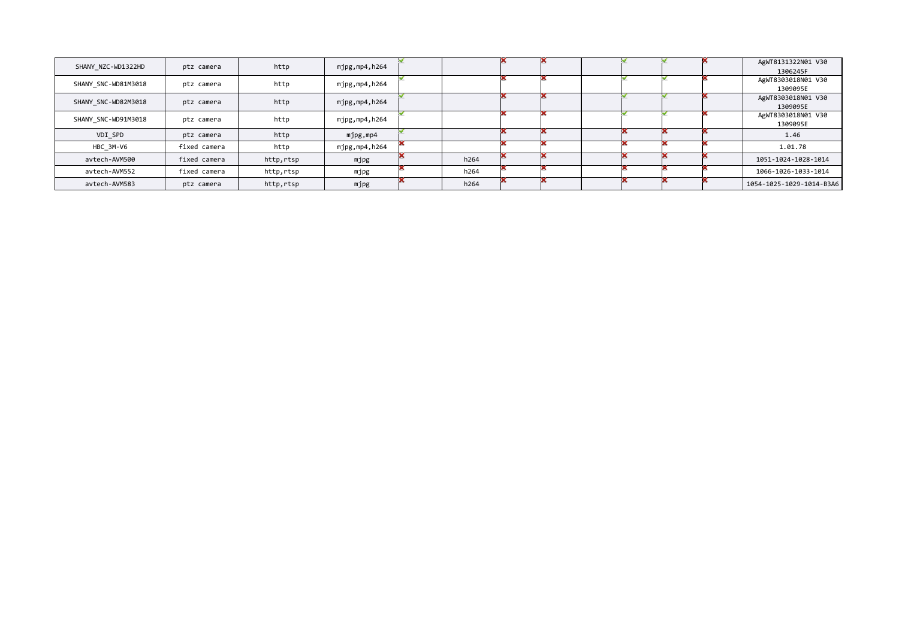| | | | | | | | | | | | | |
|---|---|---|---|---|---|---|---|---|---|---|---|---|
| SHANY_NZC-WD1322HD | ptz camera | http | mjpg,mp4,h264 | ✓ | | ✗ | ✗ | | ✓ | ✓ | ✗ | AgWT8131322N01 V30 1306245F |
| SHANY_SNC-WD81M3018 | ptz camera | http | mjpg,mp4,h264 | ✓ | | ✗ | ✗ | | ✓ | ✓ | ✗ | AgWT8303018N01 V30 1309095E |
| SHANY_SNC-WD82M3018 | ptz camera | http | mjpg,mp4,h264 | ✓ | | ✗ | ✗ | | ✓ | ✓ | ✗ | AgWT8303018N01 V30 1309095E |
| SHANY_SNC-WD91M3018 | ptz camera | http | mjpg,mp4,h264 | ✓ | | ✗ | ✗ | | ✓ | ✓ | ✗ | AgWT8303018N01 V30 1309095E |
| VDI_SPD | ptz camera | http | mjpg,mp4 | ✓ | | ✗ | ✗ | | ✗ | ✗ | ✗ | 1.46 |
| HBC_3M-V6 | fixed camera | http | mjpg,mp4,h264 | ✗ | | ✗ | ✗ | | ✗ | ✗ | ✗ | 1.01.78 |
| avtech-AVM500 | fixed camera | http,rtsp | mjpg | ✗ | h264 | ✗ | ✗ | | ✗ | ✗ | ✗ | 1051-1024-1028-1014 |
| avtech-AVM552 | fixed camera | http,rtsp | mjpg | ✗ | h264 | ✗ | ✗ | | ✗ | ✗ | ✗ | 1066-1026-1033-1014 |
| avtech-AVM583 | ptz camera | http,rtsp | mjpg | ✗ | h264 | ✗ | ✗ | | ✗ | ✗ | ✗ | 1054-1025-1029-1014-B3A6 |